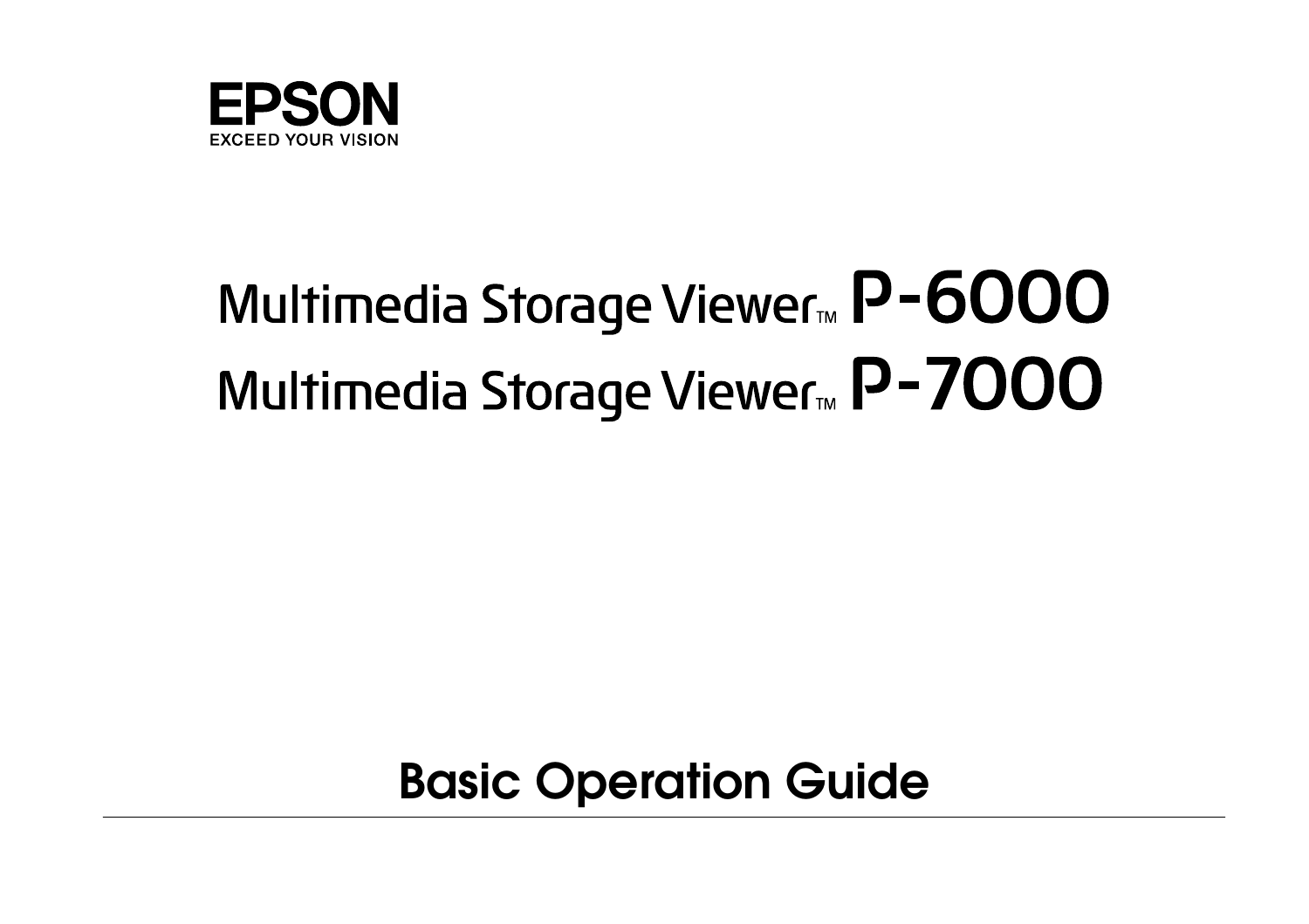EPSON

EXCEED YOUR VISION

# Multimedia Storage Viewer™ P-6000

# Multimedia Storage Viewer™ P-7000

## Basic Operation Guide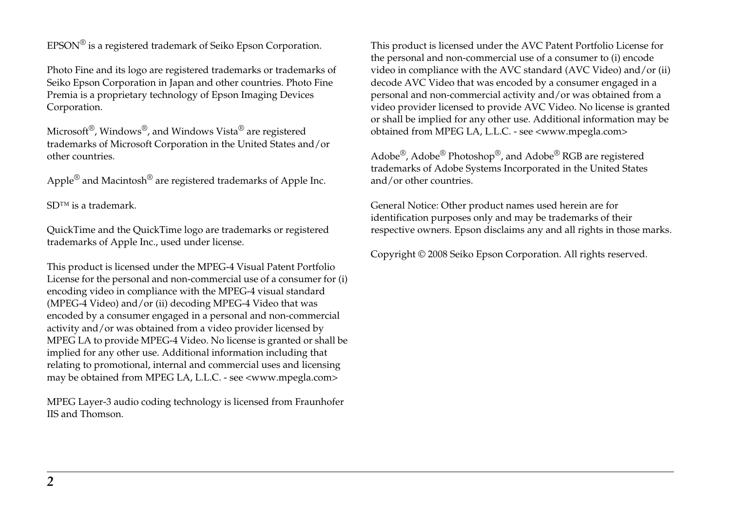EPSON® is a registered trademark of Seiko Epson Corporation.

Photo Fine and its logo are registered trademarks or trademarks of Seiko Epson Corporation in Japan and other countries. Photo Fine Premia is a proprietary technology of Epson Imaging Devices Corporation.

Microsoft®, Windows®, and Windows Vista® are registered trademarks of Microsoft Corporation in the United States and/or other countries.

Apple® and Macintosh® are registered trademarks of Apple Inc.

SD™ is a trademark.

QuickTime and the QuickTime logo are trademarks or registered trademarks of Apple Inc., used under license.

This product is licensed under the MPEG-4 Visual Patent Portfolio License for the personal and non-commercial use of a consumer for (i) encoding video in compliance with the MPEG-4 visual standard (MPEG-4 Video) and/or (ii) decoding MPEG-4 Video that was encoded by a consumer engaged in a personal and non-commercial activity and/or was obtained from a video provider licensed by MPEG LA to provide MPEG-4 Video. No license is granted or shall be implied for any other use. Additional information including that relating to promotional, internal and commercial uses and licensing may be obtained from MPEG LA, L.L.C. - see <www.mpegla.com>

MPEG Layer-3 audio coding technology is licensed from Fraunhofer IIS and Thomson.

This product is licensed under the AVC Patent Portfolio License for the personal and non-commercial use of a consumer to (i) encode video in compliance with the AVC standard (AVC Video) and/or (ii) decode AVC Video that was encoded by a consumer engaged in a personal and non-commercial activity and/or was obtained from a video provider licensed to provide AVC Video. No license is granted or shall be implied for any other use. Additional information may be obtained from MPEG LA, L.L.C. - see <www.mpegla.com>

Adobe®, Adobe® Photoshop®, and Adobe® RGB are registered trademarks of Adobe Systems Incorporated in the United States and/or other countries.

General Notice: Other product names used herein are for identification purposes only and may be trademarks of their respective owners. Epson disclaims any and all rights in those marks.

Copyright © 2008 Seiko Epson Corporation. All rights reserved.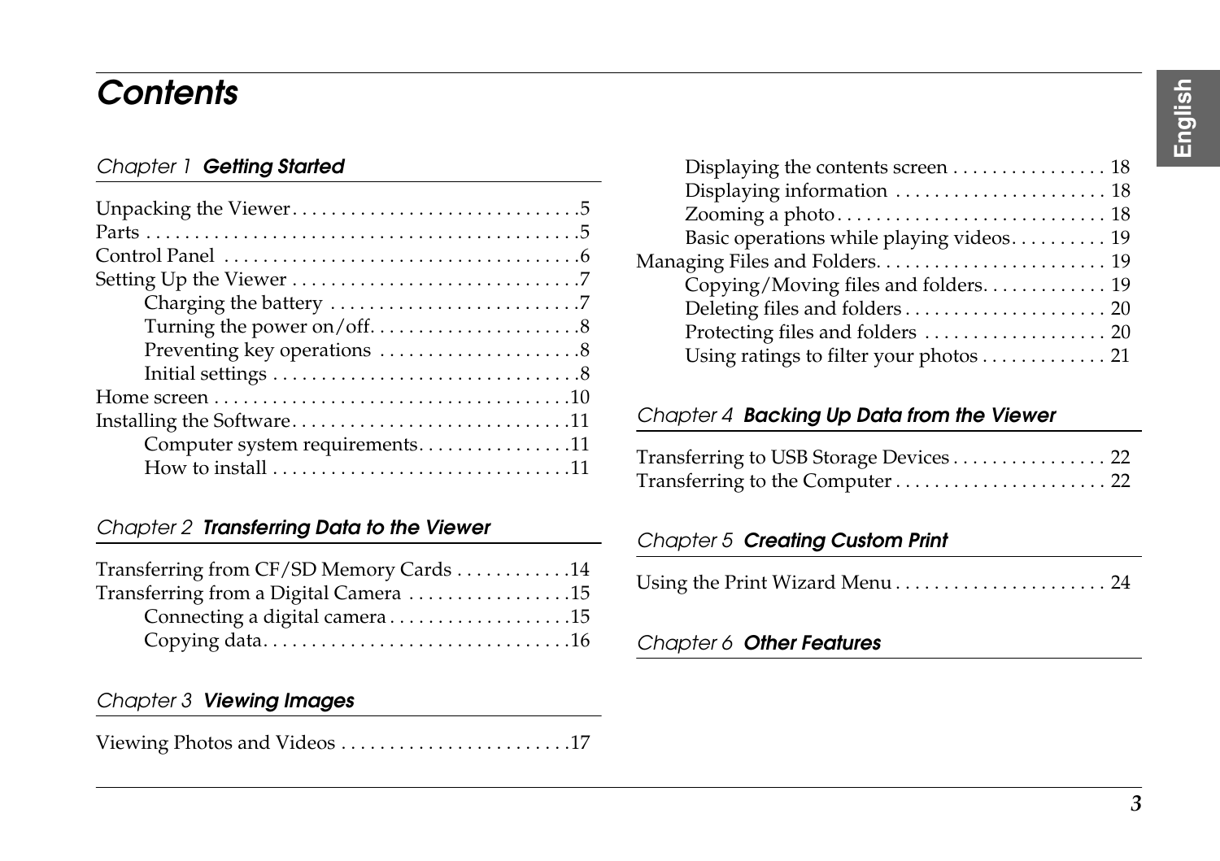# Contents

## Chapter 1 **Getting Started**

Unpacking the Viewer . . . . . . . . . . . . . . . . . . . . . . . . . . . . . .5
Parts . . . . . . . . . . . . . . . . . . . . . . . . . . . . . . . . . . . . . . . . . . . . .5
Control Panel . . . . . . . . . . . . . . . . . . . . . . . . . . . . . . . . . . . . .6
Setting Up the Viewer . . . . . . . . . . . . . . . . . . . . . . . . . . . . . .7
- Charging the battery . . . . . . . . . . . . . . . . . . . . . . . . . . .7
- Turning the power on/off. . . . . . . . . . . . . . . . . . . . . . .8
- Preventing key operations . . . . . . . . . . . . . . . . . . . . .8
- Initial settings . . . . . . . . . . . . . . . . . . . . . . . . . . . . . . . .8

Home screen . . . . . . . . . . . . . . . . . . . . . . . . . . . . . . . . . . . . .10
Installing the Software. . . . . . . . . . . . . . . . . . . . . . . . . . . . .11
- Computer system requirements. . . . . . . . . . . . . . . . .11
- How to install . . . . . . . . . . . . . . . . . . . . . . . . . . . . . . .11

## Chapter 2 **Transferring Data to the Viewer**

Transferring from CF/SD Memory Cards . . . . . . . . . . . .14
Transferring from a Digital Camera . . . . . . . . . . . . . . . . .15
- Connecting a digital camera . . . . . . . . . . . . . . . . . . .15
- Copying data. . . . . . . . . . . . . . . . . . . . . . . . . . . . . . . .16

## Chapter 3 **Viewing Images**

Viewing Photos and Videos . . . . . . . . . . . . . . . . . . . . . . . .17
- Displaying the contents screen . . . . . . . . . . . . . . . . 18
- Displaying information . . . . . . . . . . . . . . . . . . . . . . 18
- Zooming a photo. . . . . . . . . . . . . . . . . . . . . . . . . . . . 18
- Basic operations while playing videos. . . . . . . . . . 19

Managing Files and Folders. . . . . . . . . . . . . . . . . . . . . . . . 19
- Copying/Moving files and folders. . . . . . . . . . . . . 19
- Deleting files and folders . . . . . . . . . . . . . . . . . . . . . 20
- Protecting files and folders . . . . . . . . . . . . . . . . . . . 20
- Using ratings to filter your photos . . . . . . . . . . . . . 21

## Chapter 4 **Backing Up Data from the Viewer**

Transferring to USB Storage Devices . . . . . . . . . . . . . . . . 22
Transferring to the Computer . . . . . . . . . . . . . . . . . . . . . . 22

## Chapter 5 **Creating Custom Print**

Using the Print Wizard Menu . . . . . . . . . . . . . . . . . . . . . . 24

## Chapter 6 **Other Features**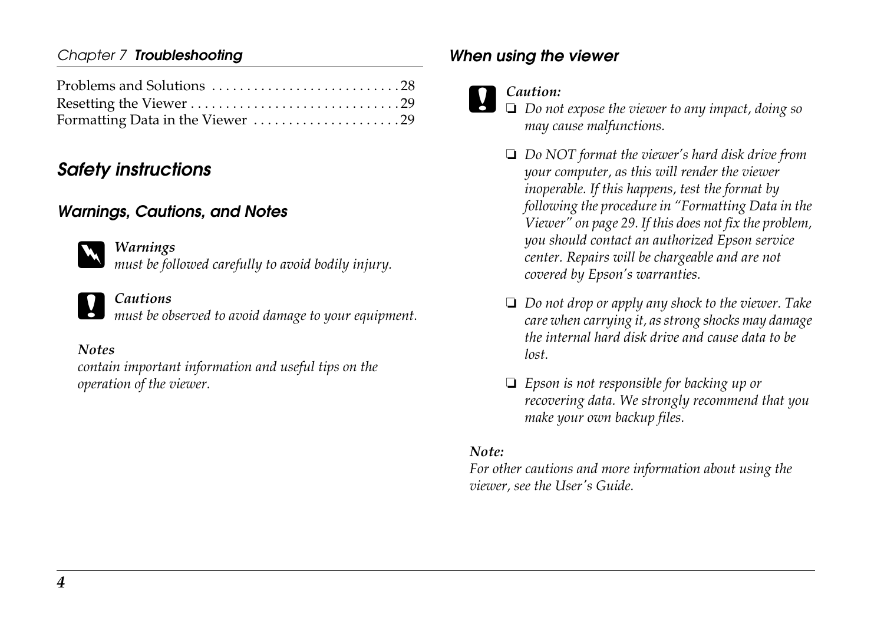*Chapter 7* ***Troubleshooting***

Problems and Solutions . . . . . . . . . . . . . . . . . . . . . . . . . . 28
Resetting the Viewer . . . . . . . . . . . . . . . . . . . . . . . . . . . . . . 29
Formatting Data in the Viewer . . . . . . . . . . . . . . . . . . . . . 29

## Safety instructions

### Warnings, Cautions, and Notes

***Warnings***
*must be followed carefully to avoid bodily injury.*

***Cautions***
*must be observed to avoid damage to your equipment.*

***Notes***
*contain important information and useful tips on the operation of the viewer.*

### When using the viewer

***Caution:***

- *Do not expose the viewer to any impact, doing so may cause malfunctions.*
- *Do NOT format the viewer's hard disk drive from your computer, as this will render the viewer inoperable. If this happens, test the format by following the procedure in "Formatting Data in the Viewer" on page 29. If this does not fix the problem, you should contact an authorized Epson service center. Repairs will be chargeable and are not covered by Epson's warranties.*
- *Do not drop or apply any shock to the viewer. Take care when carrying it, as strong shocks may damage the internal hard disk drive and cause data to be lost.*
- *Epson is not responsible for backing up or recovering data. We strongly recommend that you make your own backup files.*

***Note:***
*For other cautions and more information about using the viewer, see the User's Guide.*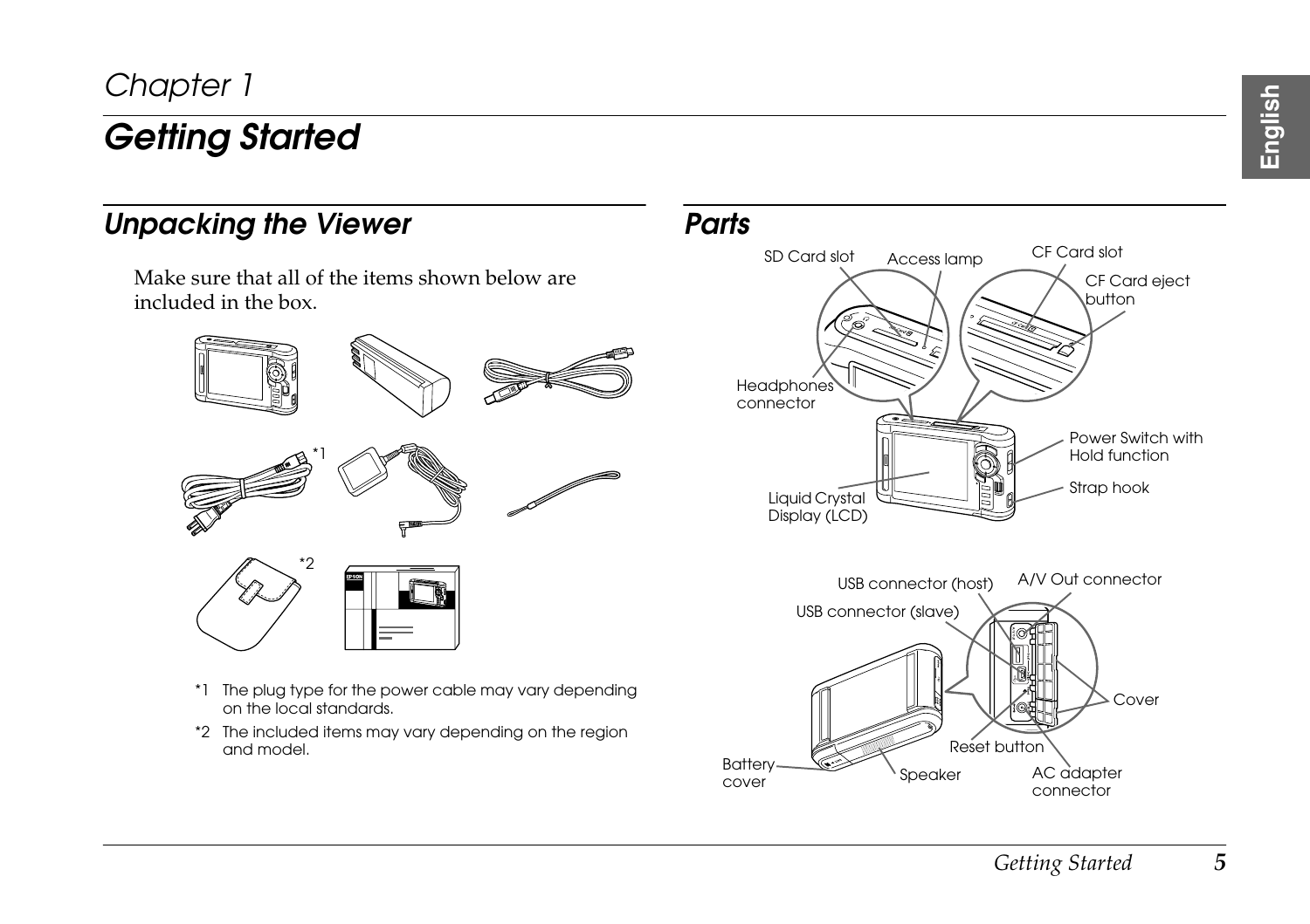# Chapter 1

# Getting Started

## Unpacking the Viewer

Make sure that all of the items shown below are included in the box.

*1

*2

*1 The plug type for the power cable may vary depending on the local standards.

*2 The included items may vary depending on the region and model.

## Parts

SD Card slot

Access lamp

CF Card slot

CF Card eject button

Headphones connector

Power Switch with Hold function

Strap hook

Liquid Crystal Display (LCD)

USB connector (host)

A/V Out connector

USB connector (slave)

Cover

Reset button

Battery cover

Speaker

AC adapter connector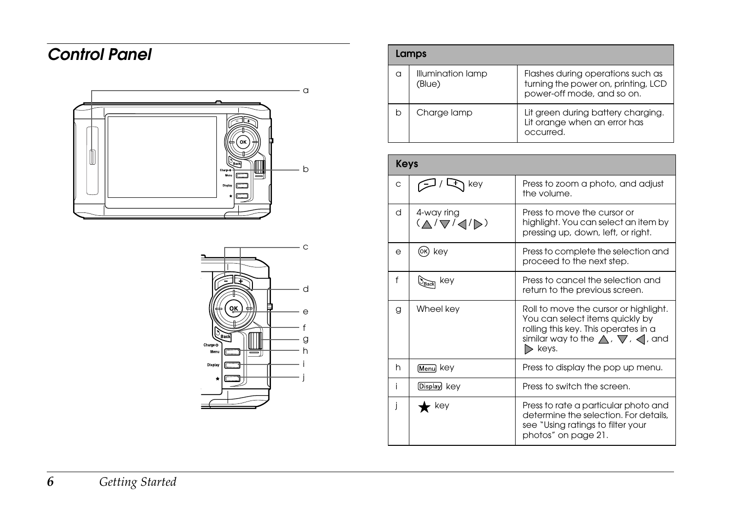# Control Panel

| | Lamps | |
|---|---|---|
| a | Illumination lamp (Blue) | Flashes during operations such as turning the power on, printing, LCD power-off mode, and so on. |
| b | Charge lamp | Lit green during battery charging. Lit orange when an error has occurred. |

| | Keys | |
|---|---|---|
| c | – / + key | Press to zoom a photo, and adjust the volume. |
| d | 4-way ring (▲/▼/◀/▶) | Press to move the cursor or highlight. You can select an item by pressing up, down, left, or right. |
| e | OK key | Press to complete the selection and proceed to the next step. |
| f | Back key | Press to cancel the selection and return to the previous screen. |
| g | Wheel key | Roll to move the cursor or highlight. You can select items quickly by rolling this key. This operates in a similar way to the ▲, ▼, ◀, and ▶ keys. |
| h | Menu key | Press to display the pop up menu. |
| i | Display key | Press to switch the screen. |
| j | ★ key | Press to rate a particular photo and determine the selection. For details, see "Using ratings to filter your photos" on page 21. |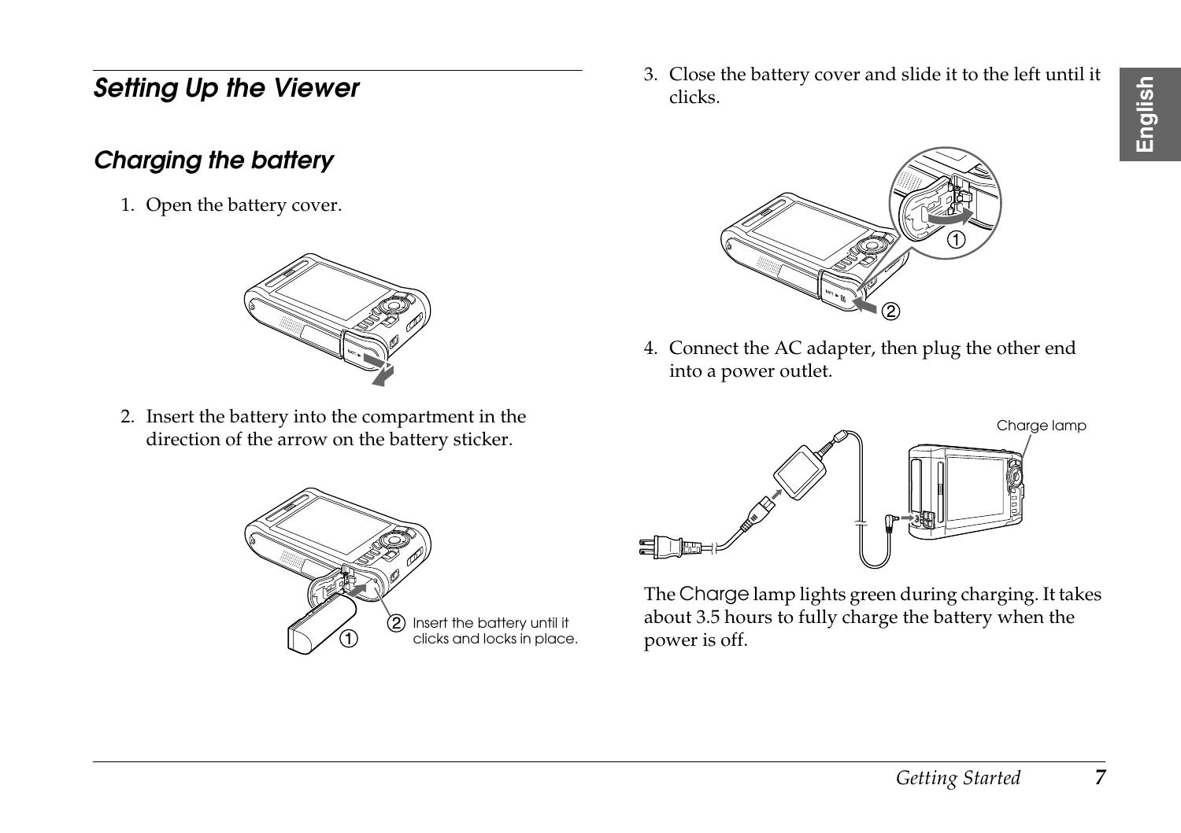# Setting Up the Viewer

## Charging the battery

1. Open the battery cover.

2. Insert the battery into the compartment in the direction of the arrow on the battery sticker.

   ② Insert the battery until it clicks and locks in place.

3. Close the battery cover and slide it to the left until it clicks.

4. Connect the AC adapter, then plug the other end into a power outlet.

   Charge lamp

The Charge lamp lights green during charging. It takes about 3.5 hours to fully charge the battery when the power is off.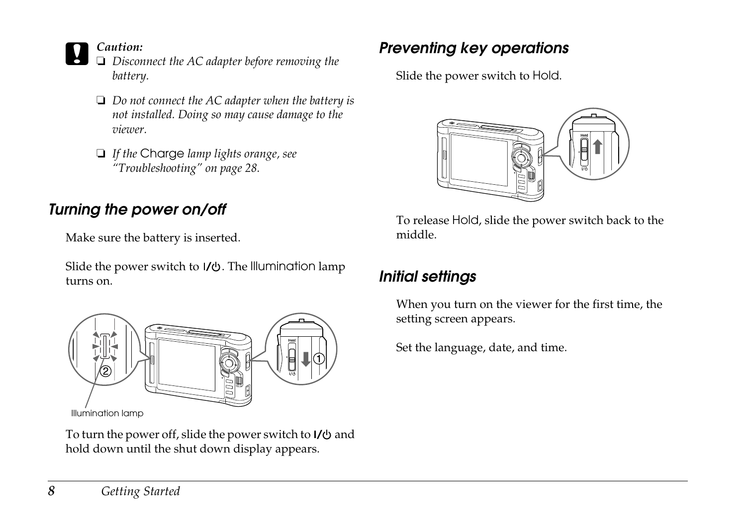*Caution:*

- *Disconnect the AC adapter before removing the battery.*
- *Do not connect the AC adapter when the battery is not installed. Doing so may cause damage to the viewer.*
- *If the* Charge *lamp lights orange, see "Troubleshooting" on page 28.*

## Turning the power on/off

Make sure the battery is inserted.

Slide the power switch to I/⏻. The Illumination lamp turns on.

Illumination lamp

To turn the power off, slide the power switch to I/⏻ and hold down until the shut down display appears.

## Preventing key operations

Slide the power switch to Hold.

To release Hold, slide the power switch back to the middle.

## Initial settings

When you turn on the viewer for the first time, the setting screen appears.

Set the language, date, and time.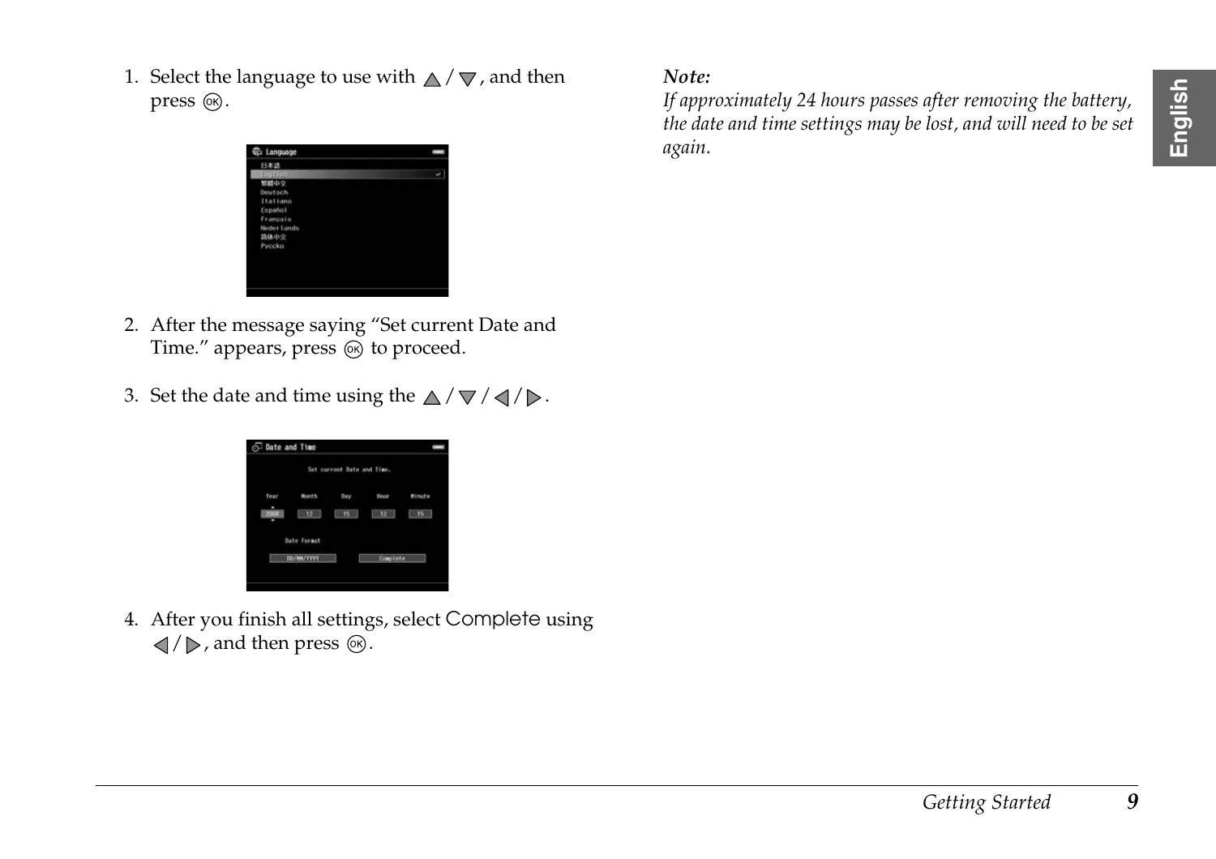1. Select the language to use with △ / ▽, and then press OK.

2. After the message saying “Set current Date and Time.” appears, press OK to proceed.

3. Set the date and time using the △ / ▽ / ◁ / ▷.

4. After you finish all settings, select Complete using ◁ / ▷, and then press OK.

***Note:***
*If approximately 24 hours passes after removing the battery, the date and time settings may be lost, and will need to be set again.*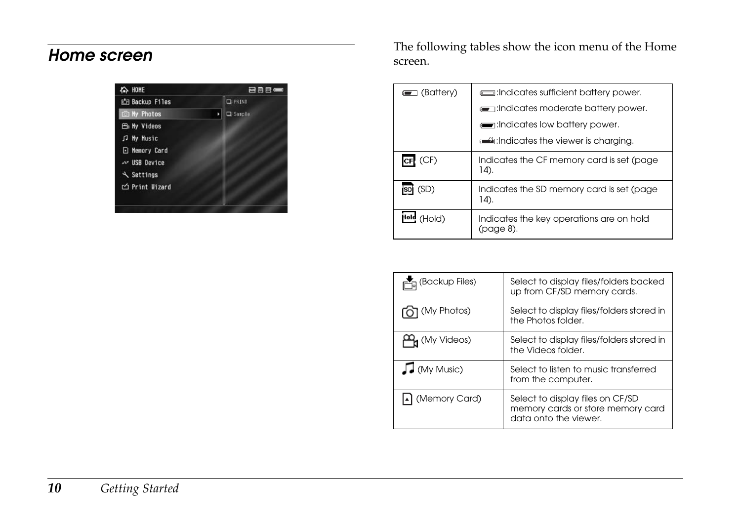## Home screen

The following tables show the icon menu of the Home screen.

| (Battery) | :Indicates sufficient battery power.<br>:Indicates moderate battery power.<br>:Indicates low battery power.<br>:Indicates the viewer is charging. |
|---|---|
| (CF) | Indicates the CF memory card is set (page 14). |
| (SD) | Indicates the SD memory card is set (page 14). |
| (Hold) | Indicates the key operations are on hold (page 8). |

| (Backup Files) | Select to display files/folders backed up from CF/SD memory cards. |
|---|---|
| (My Photos) | Select to display files/folders stored in the Photos folder. |
| (My Videos) | Select to display files/folders stored in the Videos folder. |
| (My Music) | Select to listen to music transferred from the computer. |
| (Memory Card) | Select to display files on CF/SD memory cards or store memory card data onto the viewer. |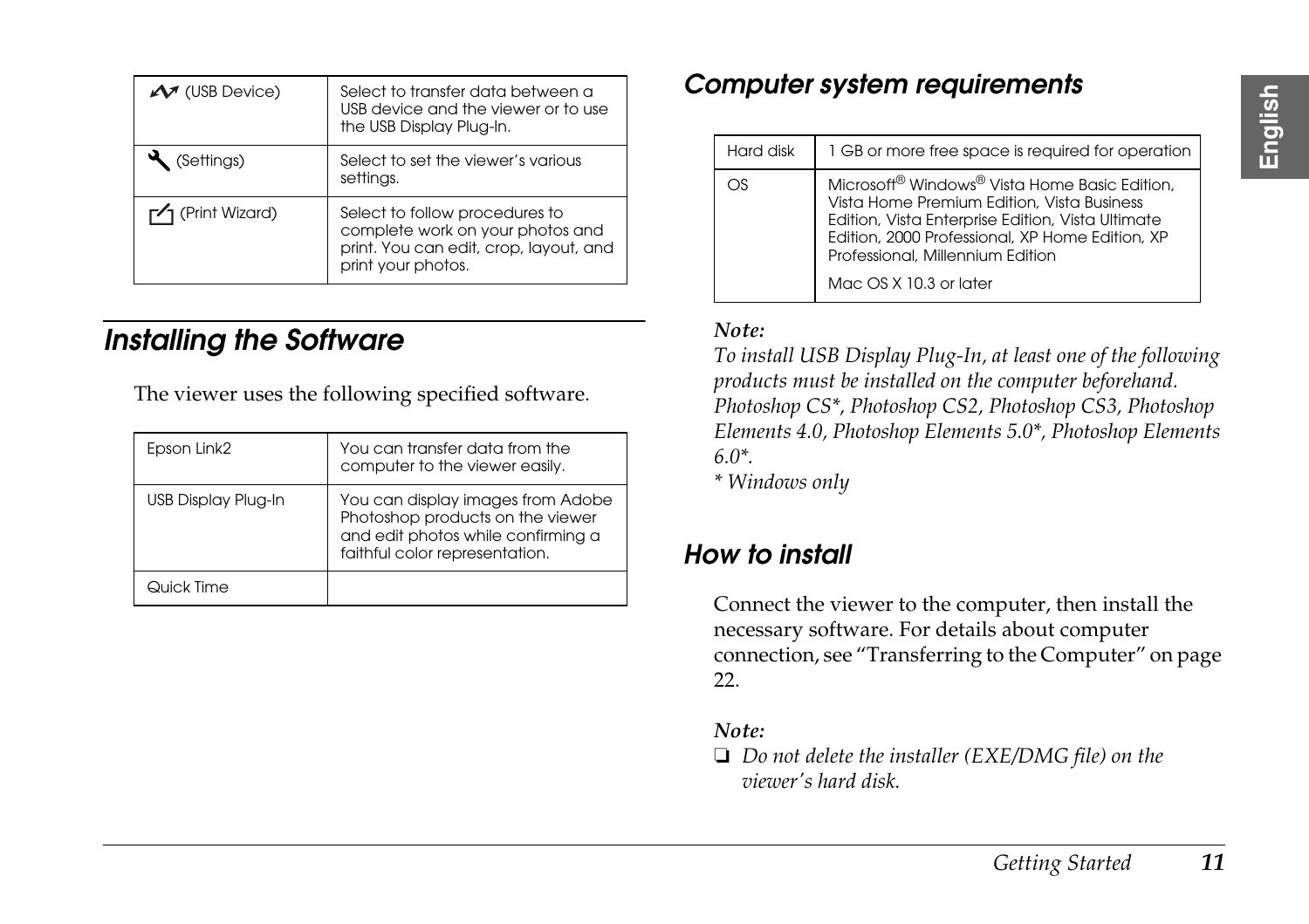| | |
|---|---|
| (USB Device) | Select to transfer data between a USB device and the viewer or to use the USB Display Plug-In. |
| (Settings) | Select to set the viewer's various settings. |
| (Print Wizard) | Select to follow procedures to complete work on your photos and print. You can edit, crop, layout, and print your photos. |

## Installing the Software

The viewer uses the following specified software.

| | |
|---|---|
| Epson Link2 | You can transfer data from the computer to the viewer easily. |
| USB Display Plug-In | You can display images from Adobe Photoshop products on the viewer and edit photos while confirming a faithful color representation. |
| Quick Time | |

### Computer system requirements

| | |
|---|---|
| Hard disk | 1 GB or more free space is required for operation |
| OS | Microsoft® Windows® Vista Home Basic Edition, Vista Home Premium Edition, Vista Business Edition, Vista Enterprise Edition, Vista Ultimate Edition, 2000 Professional, XP Home Edition, XP Professional, Millennium Edition<br><br>Mac OS X 10.3 or later |

***Note:***
*To install USB Display Plug-In, at least one of the following products must be installed on the computer beforehand. Photoshop CS*, Photoshop CS2, Photoshop CS3, Photoshop Elements 4.0, Photoshop Elements 5.0*, Photoshop Elements 6.0*.*
** Windows only*

### How to install

Connect the viewer to the computer, then install the necessary software. For details about computer connection, see "Transferring to the Computer" on page 22.

***Note:***
- *Do not delete the installer (EXE/DMG file) on the viewer's hard disk.*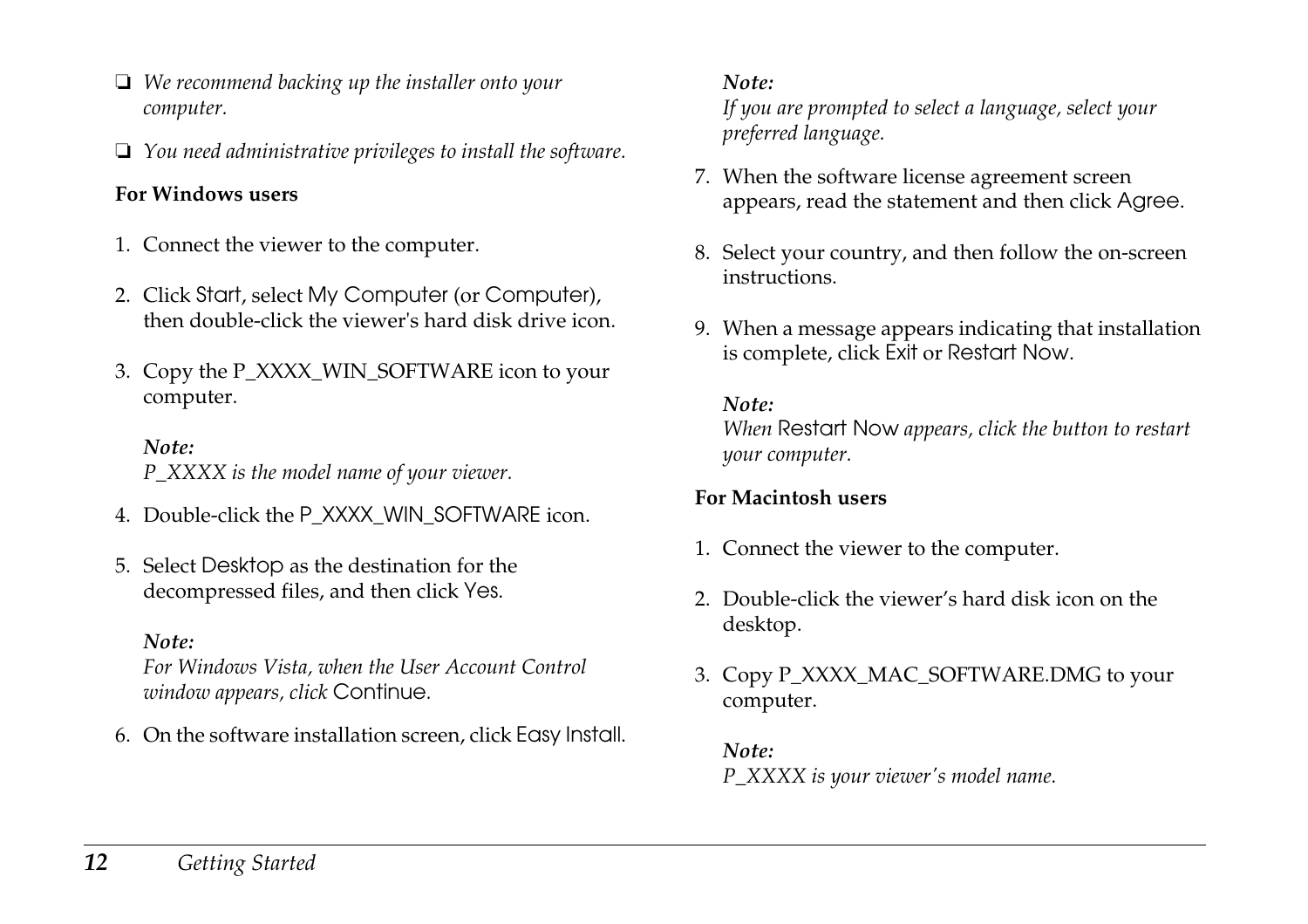- *We recommend backing up the installer onto your computer.*
- *You need administrative privileges to install the software.*

**For Windows users**

1. Connect the viewer to the computer.
2. Click Start, select My Computer (or Computer), then double-click the viewer's hard disk drive icon.
3. Copy the P_XXXX_WIN_SOFTWARE icon to your computer.

   ***Note:***
   *P_XXXX is the model name of your viewer.*

4. Double-click the P_XXXX_WIN_SOFTWARE icon.
5. Select Desktop as the destination for the decompressed files, and then click Yes.

   ***Note:***
   *For Windows Vista, when the User Account Control window appears, click* Continue*.*

6. On the software installation screen, click Easy Install.

   ***Note:***
   *If you are prompted to select a language, select your preferred language.*

7. When the software license agreement screen appears, read the statement and then click Agree.
8. Select your country, and then follow the on-screen instructions.
9. When a message appears indicating that installation is complete, click Exit or Restart Now.

   ***Note:***
   *When* Restart Now *appears, click the button to restart your computer.*

**For Macintosh users**

1. Connect the viewer to the computer.
2. Double-click the viewer's hard disk icon on the desktop.
3. Copy P_XXXX_MAC_SOFTWARE.DMG to your computer.

   ***Note:***
   *P_XXXX is your viewer's model name.*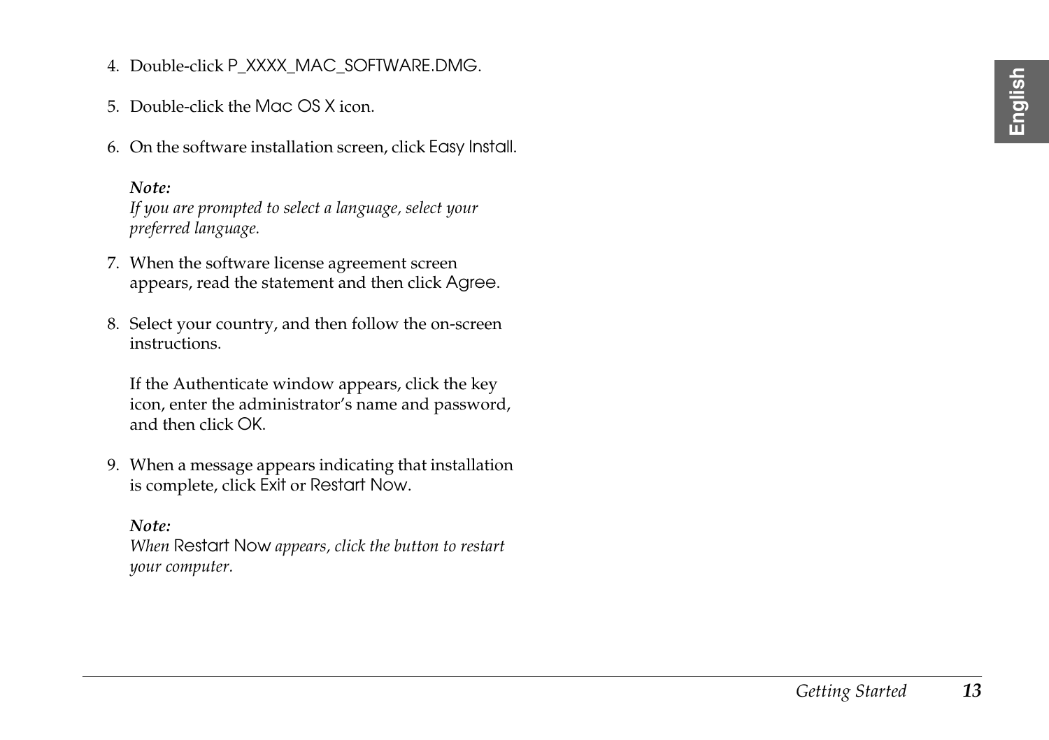4. Double-click P_XXXX_MAC_SOFTWARE.DMG.

5. Double-click the Mac OS X icon.

6. On the software installation screen, click Easy Install.

   ***Note:***
   *If you are prompted to select a language, select your preferred language.*

7. When the software license agreement screen appears, read the statement and then click Agree.

8. Select your country, and then follow the on-screen instructions.

   If the Authenticate window appears, click the key icon, enter the administrator's name and password, and then click OK.

9. When a message appears indicating that installation is complete, click Exit or Restart Now.

   ***Note:***
   *When* Restart Now *appears, click the button to restart your computer.*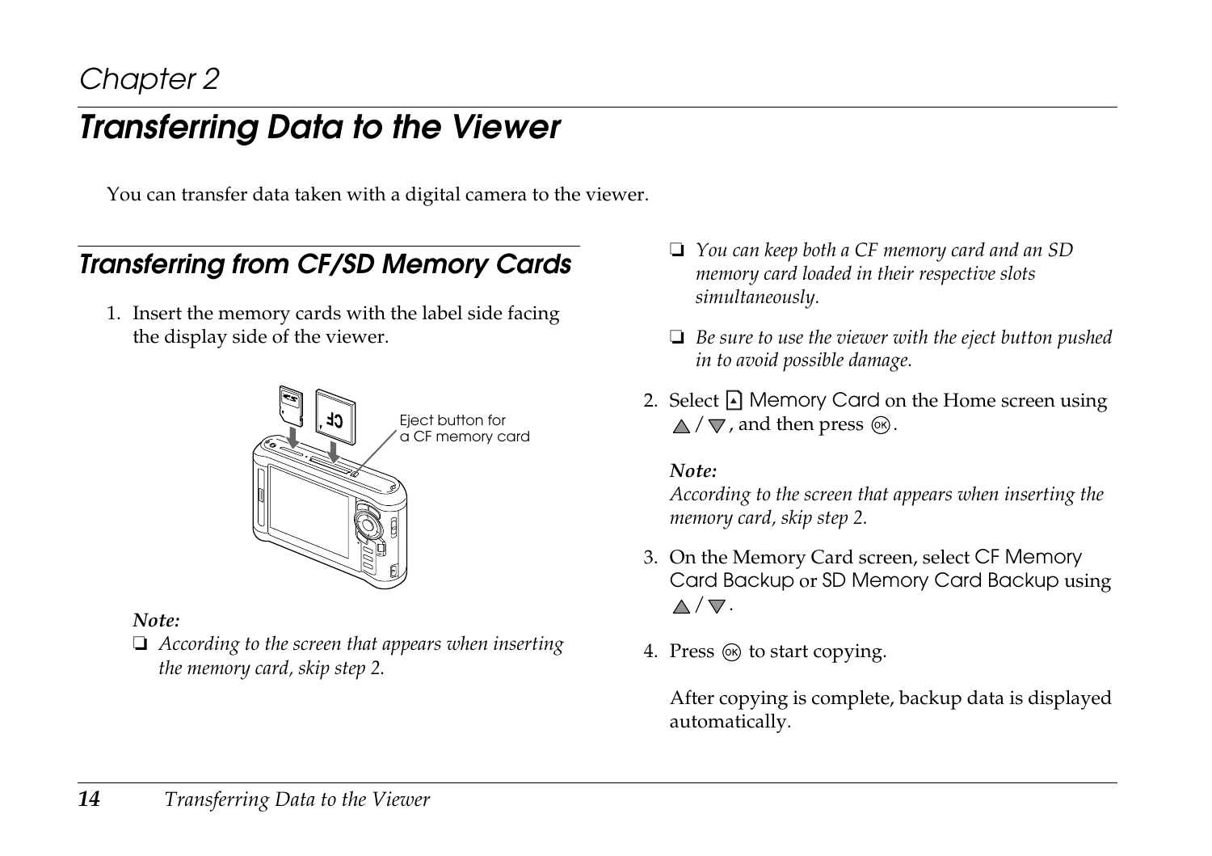Chapter 2

# Transferring Data to the Viewer

You can transfer data taken with a digital camera to the viewer.

## Transferring from CF/SD Memory Cards

1. Insert the memory cards with the label side facing the display side of the viewer.

Eject button for a CF memory card

**Note:**

- *According to the screen that appears when inserting the memory card, skip step 2.*
- *You can keep both a CF memory card and an SD memory card loaded in their respective slots simultaneously.*
- *Be sure to use the viewer with the eject button pushed in to avoid possible damage.*

2. Select Memory Card on the Home screen using △ / ▽, and then press OK.

   **Note:**
   *According to the screen that appears when inserting the memory card, skip step 2.*

3. On the Memory Card screen, select CF Memory Card Backup or SD Memory Card Backup using △ / ▽.

4. Press OK to start copying.

   After copying is complete, backup data is displayed automatically.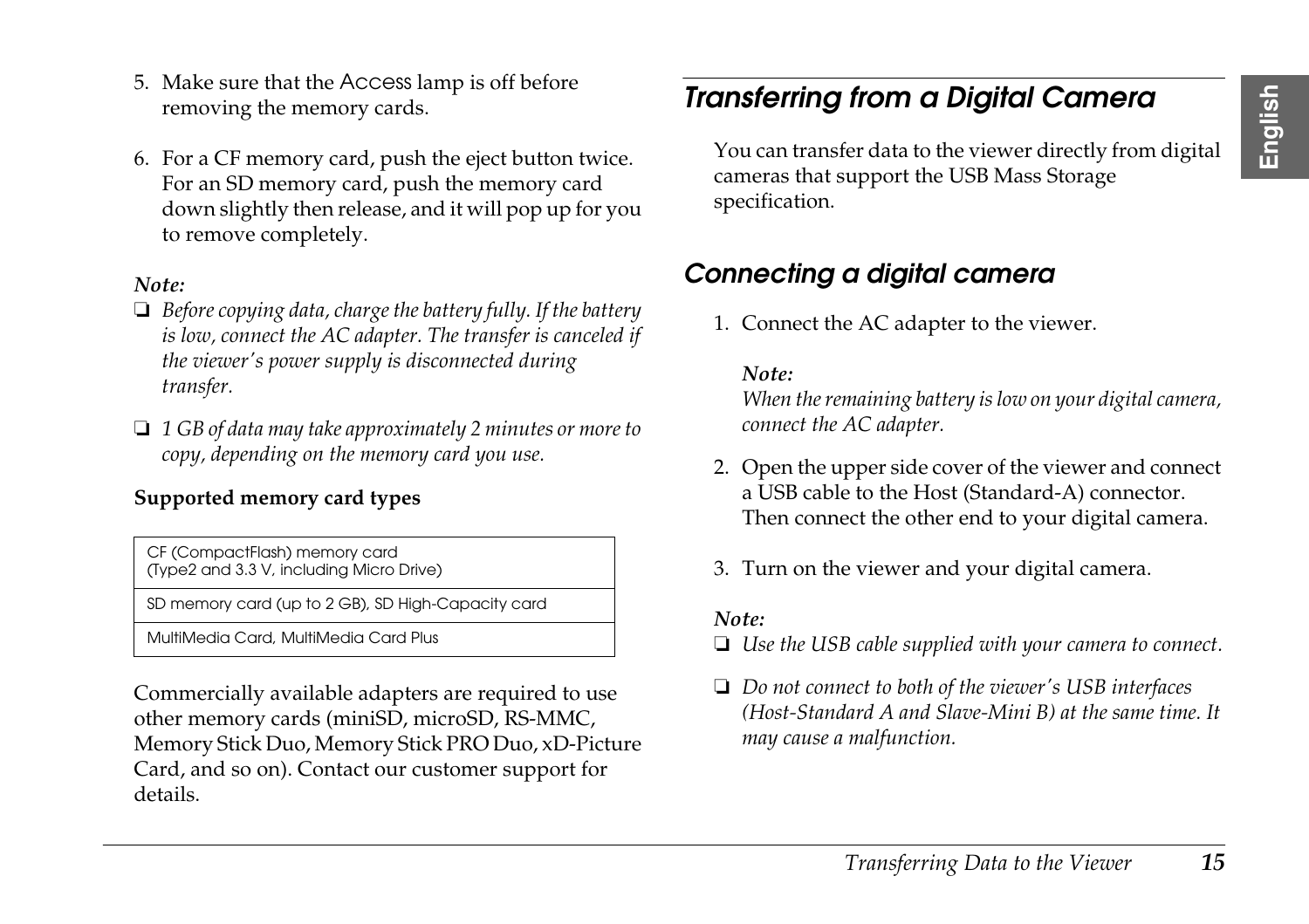5. Make sure that the Access lamp is off before removing the memory cards.

6. For a CF memory card, push the eject button twice. For an SD memory card, push the memory card down slightly then release, and it will pop up for you to remove completely.

***Note:***

- *Before copying data, charge the battery fully. If the battery is low, connect the AC adapter. The transfer is canceled if the viewer's power supply is disconnected during transfer.*
- *1 GB of data may take approximately 2 minutes or more to copy, depending on the memory card you use.*

**Supported memory card types**

| |
|---|
| CF (CompactFlash) memory card (Type2 and 3.3 V, including Micro Drive) |
| SD memory card (up to 2 GB), SD High-Capacity card |
| MultiMedia Card, MultiMedia Card Plus |

Commercially available adapters are required to use other memory cards (miniSD, microSD, RS-MMC, Memory Stick Duo, Memory Stick PRO Duo, xD-Picture Card, and so on). Contact our customer support for details.

## Transferring from a Digital Camera

You can transfer data to the viewer directly from digital cameras that support the USB Mass Storage specification.

### Connecting a digital camera

1. Connect the AC adapter to the viewer.

   ***Note:***
   *When the remaining battery is low on your digital camera, connect the AC adapter.*

2. Open the upper side cover of the viewer and connect a USB cable to the Host (Standard-A) connector. Then connect the other end to your digital camera.

3. Turn on the viewer and your digital camera.

***Note:***

- *Use the USB cable supplied with your camera to connect.*
- *Do not connect to both of the viewer's USB interfaces (Host-Standard A and Slave-Mini B) at the same time. It may cause a malfunction.*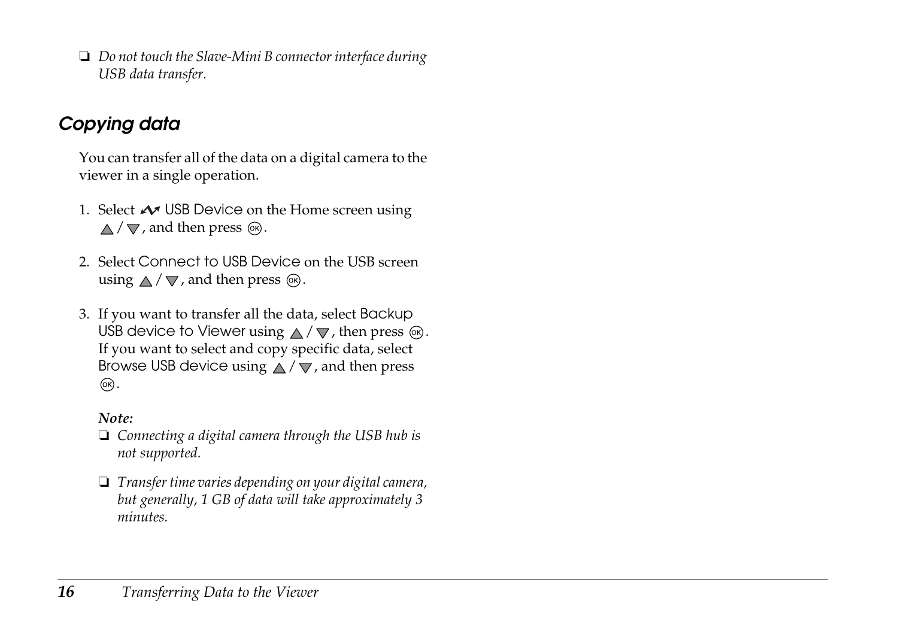❏ *Do not touch the Slave-Mini B connector interface during USB data transfer.*

## Copying data

You can transfer all of the data on a digital camera to the viewer in a single operation.

1. Select USB Device on the Home screen using △ / ▽, and then press OK.

2. Select Connect to USB Device on the USB screen using △ / ▽, and then press OK.

3. If you want to transfer all the data, select Backup USB device to Viewer using △ / ▽, then press OK. If you want to select and copy specific data, select Browse USB device using △ / ▽, and then press OK.

   ***Note:***
   ❏ *Connecting a digital camera through the USB hub is not supported.*

   ❏ *Transfer time varies depending on your digital camera, but generally, 1 GB of data will take approximately 3 minutes.*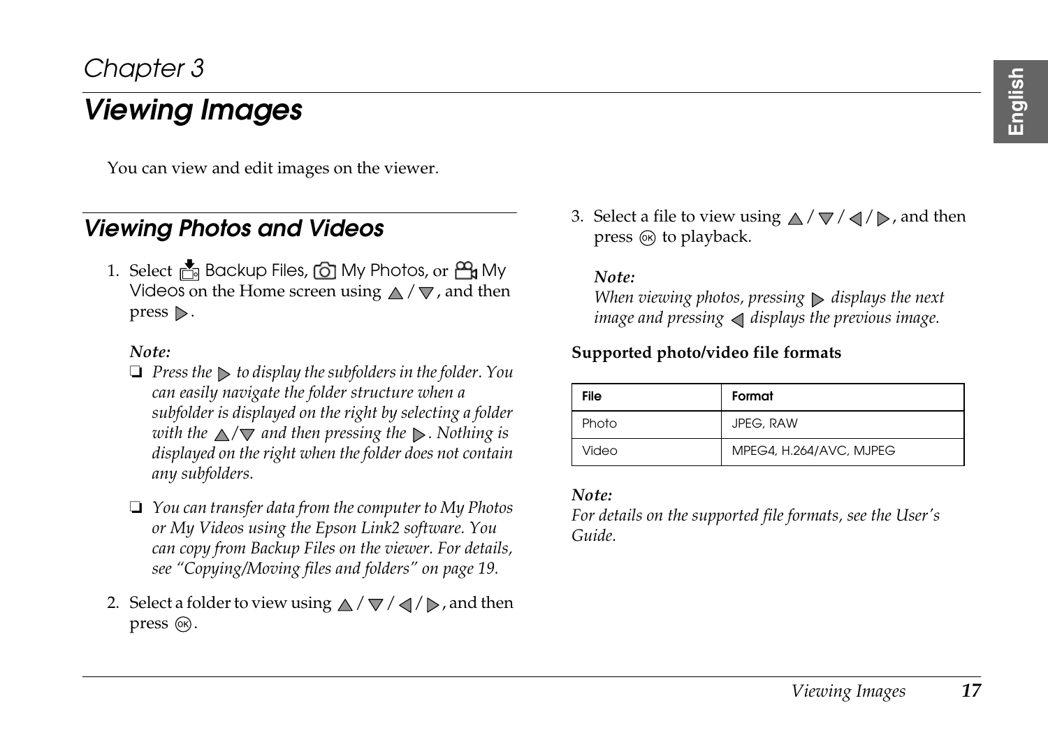Chapter 3

# Viewing Images

You can view and edit images on the viewer.

## Viewing Photos and Videos

1. Select Backup Files, My Photos, or My Videos on the Home screen using ▲ / ▼, and then press ▶.

   *Note:*
   - *Press the ▶ to display the subfolders in the folder. You can easily navigate the folder structure when a subfolder is displayed on the right by selecting a folder with the ▲/▼ and then pressing the ▶. Nothing is displayed on the right when the folder does not contain any subfolders.*
   - *You can transfer data from the computer to My Photos or My Videos using the Epson Link2 software. You can copy from Backup Files on the viewer. For details, see "Copying/Moving files and folders" on page 19.*

2. Select a folder to view using ▲ / ▼ / ◀ / ▶, and then press OK.

3. Select a file to view using ▲ / ▼ / ◀ / ▶, and then press OK to playback.

   *Note:*
   *When viewing photos, pressing ▶ displays the next image and pressing ◀ displays the previous image.*

**Supported photo/video file formats**

| File | Format |
|---|---|
| Photo | JPEG, RAW |
| Video | MPEG4, H.264/AVC, MJPEG |

*Note:*
*For details on the supported file formats, see the User's Guide.*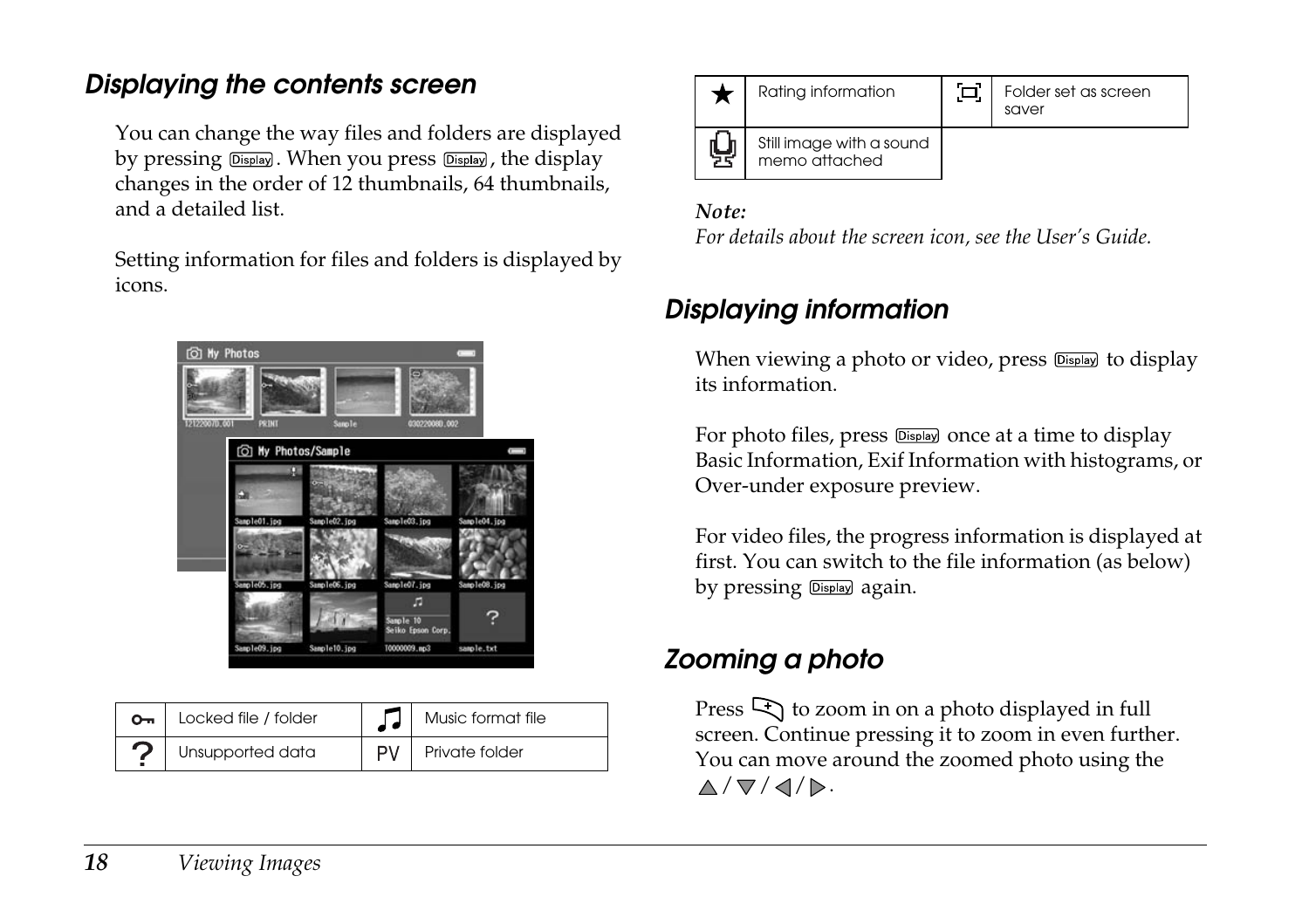## Displaying the contents screen

You can change the way files and folders are displayed by pressing Display. When you press Display, the display changes in the order of 12 thumbnails, 64 thumbnails, and a detailed list.

Setting information for files and folders is displayed by icons.

| | | | |
|---|---|---|---|
| O-- | Locked file / folder | ♫ | Music format file |
| ? | Unsupported data | PV | Private folder |
| ★ | Rating information | | Folder set as screen saver |
| | Still image with a sound memo attached | | |

***Note:***
*For details about the screen icon, see the User's Guide.*

## Displaying information

When viewing a photo or video, press Display to display its information.

For photo files, press Display once at a time to display Basic Information, Exif Information with histograms, or Over-under exposure preview.

For video files, the progress information is displayed at first. You can switch to the file information (as below) by pressing Display again.

## Zooming a photo

Press to zoom in on a photo displayed in full screen. Continue pressing it to zoom in even further. You can move around the zoomed photo using the △ / ▽ / ◁ / ▷.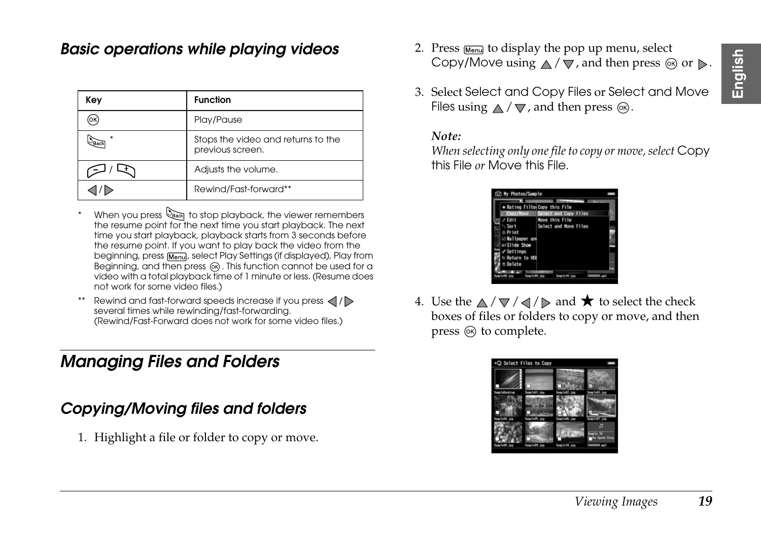## Basic operations while playing videos

| Key | Function |
|---|---|
| OK | Play/Pause |
| Back * | Stops the video and returns to the previous screen. |
| − / + | Adjusts the volume. |
| ◁ / ▷ | Rewind/Fast-forward** |

\* When you press Back to stop playback, the viewer remembers the resume point for the next time you start playback. The next time you start playback, playback starts from 3 seconds before the resume point. If you want to play back the video from the beginning, press Menu, select Play Settings (if displayed), Play from Beginning, and then press OK. This function cannot be used for a video with a total playback time of 1 minute or less. (Resume does not work for some video files.)

** Rewind and fast-forward speeds increase if you press ◁ / ▷ several times while rewinding/fast-forwarding. (Rewind/Fast-Forward does not work for some video files.)

# Managing Files and Folders

## Copying/Moving files and folders

1. Highlight a file or folder to copy or move.

2. Press Menu to display the pop up menu, select Copy/Move using △ / ▽, and then press OK or ▷.

3. Select Select and Copy Files or Select and Move Files using △ / ▽, and then press OK.

   ***Note:***
   *When selecting only one file to copy or move, select* Copy this File *or* Move this File.

4. Use the △ / ▽ / ◁ / ▷ and ★ to select the check boxes of files or folders to copy or move, and then press OK to complete.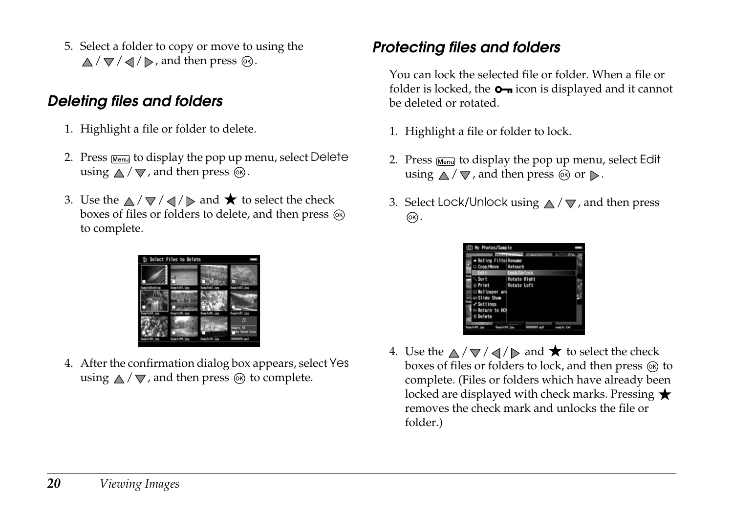5. Select a folder to copy or move to using the △ / ▽ / ◁ / ▷, and then press ⓞⓚ.

## Deleting files and folders

1. Highlight a file or folder to delete.

2. Press Menu to display the pop up menu, select Delete using △ / ▽, and then press ⓞⓚ.

3. Use the △ / ▽ / ◁ / ▷ and ★ to select the check boxes of files or folders to delete, and then press ⓞⓚ to complete.

4. After the confirmation dialog box appears, select Yes using △ / ▽, and then press ⓞⓚ to complete.

## Protecting files and folders

You can lock the selected file or folder. When a file or folder is locked, the 🔑 icon is displayed and it cannot be deleted or rotated.

1. Highlight a file or folder to lock.

2. Press Menu to display the pop up menu, select Edit using △ / ▽, and then press ⓞⓚ or ▷.

3. Select Lock/Unlock using △ / ▽, and then press ⓞⓚ.

4. Use the △ / ▽ / ◁ / ▷ and ★ to select the check boxes of files or folders to lock, and then press ⓞⓚ to complete. (Files or folders which have already been locked are displayed with check marks. Pressing ★ removes the check mark and unlocks the file or folder.)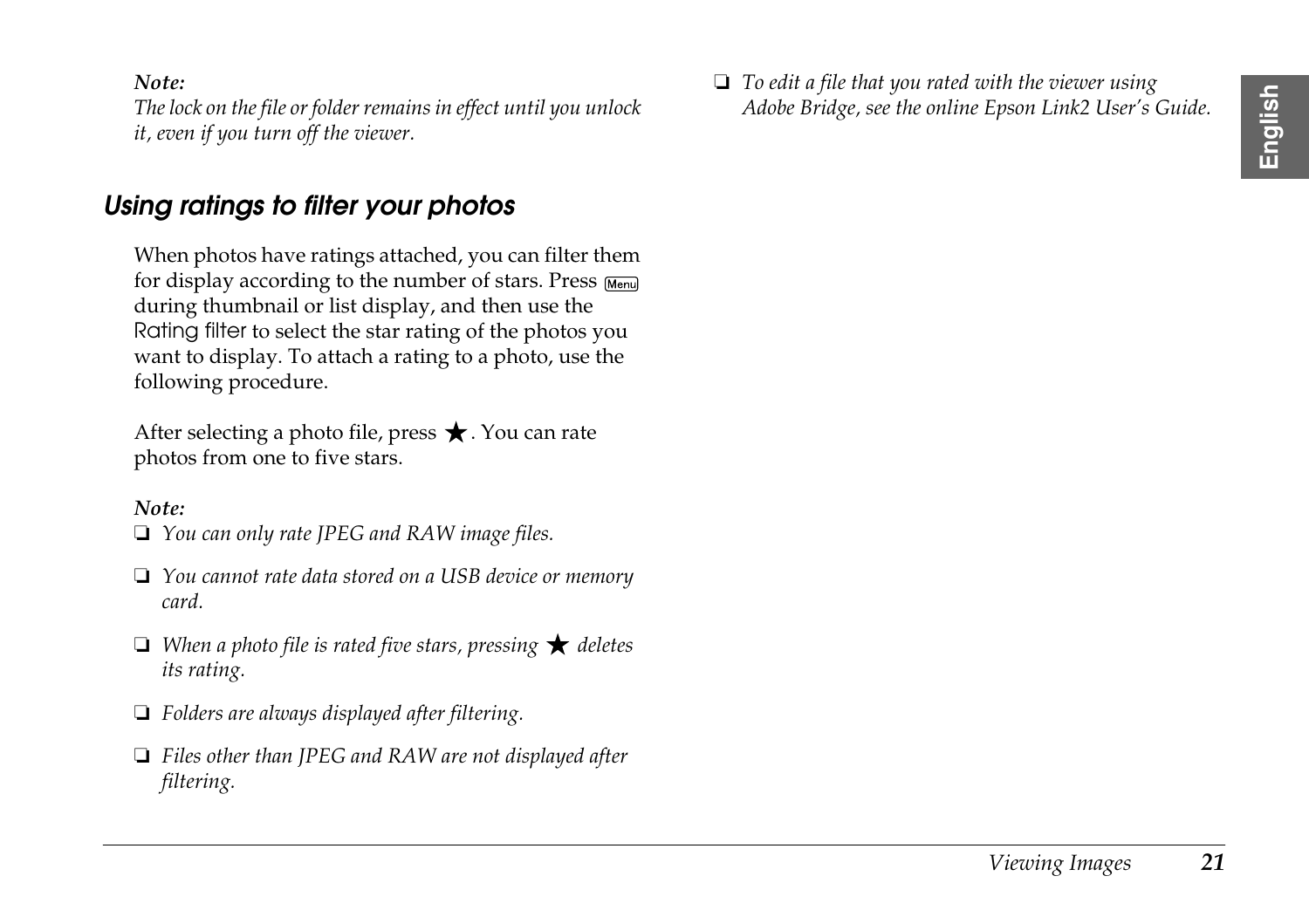*Note:*
*The lock on the file or folder remains in effect until you unlock it, even if you turn off the viewer.*

## Using ratings to filter your photos

When photos have ratings attached, you can filter them for display according to the number of stars. Press Menu during thumbnail or list display, and then use the Rating filter to select the star rating of the photos you want to display. To attach a rating to a photo, use the following procedure.

After selecting a photo file, press ★. You can rate photos from one to five stars.

*Note:*

- *You can only rate JPEG and RAW image files.*
- *You cannot rate data stored on a USB device or memory card.*
- *When a photo file is rated five stars, pressing ★ deletes its rating.*
- *Folders are always displayed after filtering.*
- *Files other than JPEG and RAW are not displayed after filtering.*
- *To edit a file that you rated with the viewer using Adobe Bridge, see the online Epson Link2 User's Guide.*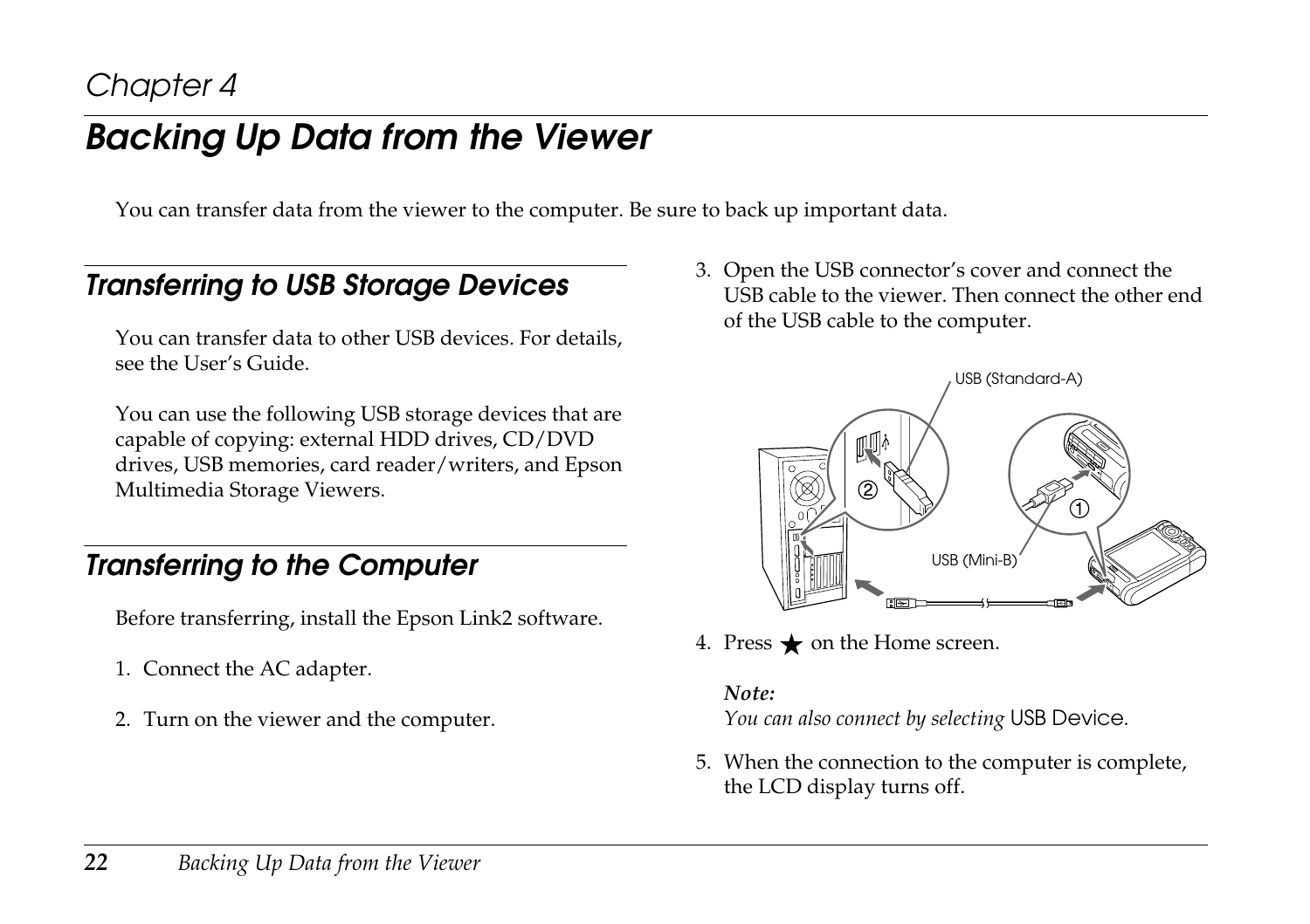Chapter 4

# Backing Up Data from the Viewer

You can transfer data from the viewer to the computer. Be sure to back up important data.

## Transferring to USB Storage Devices

You can transfer data to other USB devices. For details, see the User's Guide.

You can use the following USB storage devices that are capable of copying: external HDD drives, CD/DVD drives, USB memories, card reader/writers, and Epson Multimedia Storage Viewers.

## Transferring to the Computer

Before transferring, install the Epson Link2 software.

1. Connect the AC adapter.

2. Turn on the viewer and the computer.

3. Open the USB connector's cover and connect the USB cable to the viewer. Then connect the other end of the USB cable to the computer.

USB (Standard-A)

USB (Mini-B)

4. Press ★ on the Home screen.

   ***Note:***
   *You can also connect by selecting* USB Device*.*

5. When the connection to the computer is complete, the LCD display turns off.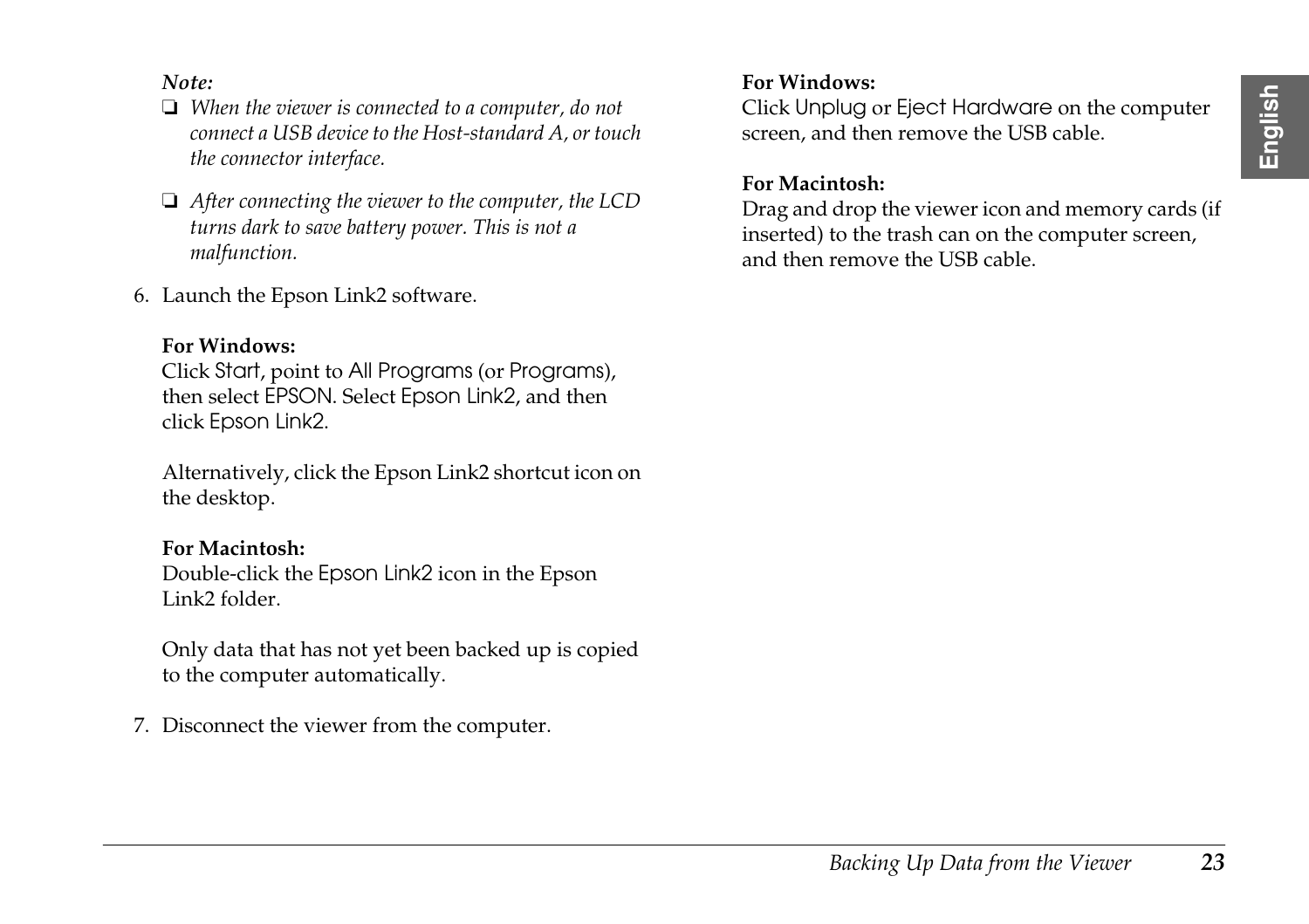*Note:*

- *When the viewer is connected to a computer, do not connect a USB device to the Host-standard A, or touch the connector interface.*
- *After connecting the viewer to the computer, the LCD turns dark to save battery power. This is not a malfunction.*

6. Launch the Epson Link2 software.

   **For Windows:**
   Click Start, point to All Programs (or Programs), then select EPSON. Select Epson Link2, and then click Epson Link2.

   Alternatively, click the Epson Link2 shortcut icon on the desktop.

   **For Macintosh:**
   Double-click the Epson Link2 icon in the Epson Link2 folder.

   Only data that has not yet been backed up is copied to the computer automatically.

7. Disconnect the viewer from the computer.

   **For Windows:**
   Click Unplug or Eject Hardware on the computer screen, and then remove the USB cable.

   **For Macintosh:**
   Drag and drop the viewer icon and memory cards (if inserted) to the trash can on the computer screen, and then remove the USB cable.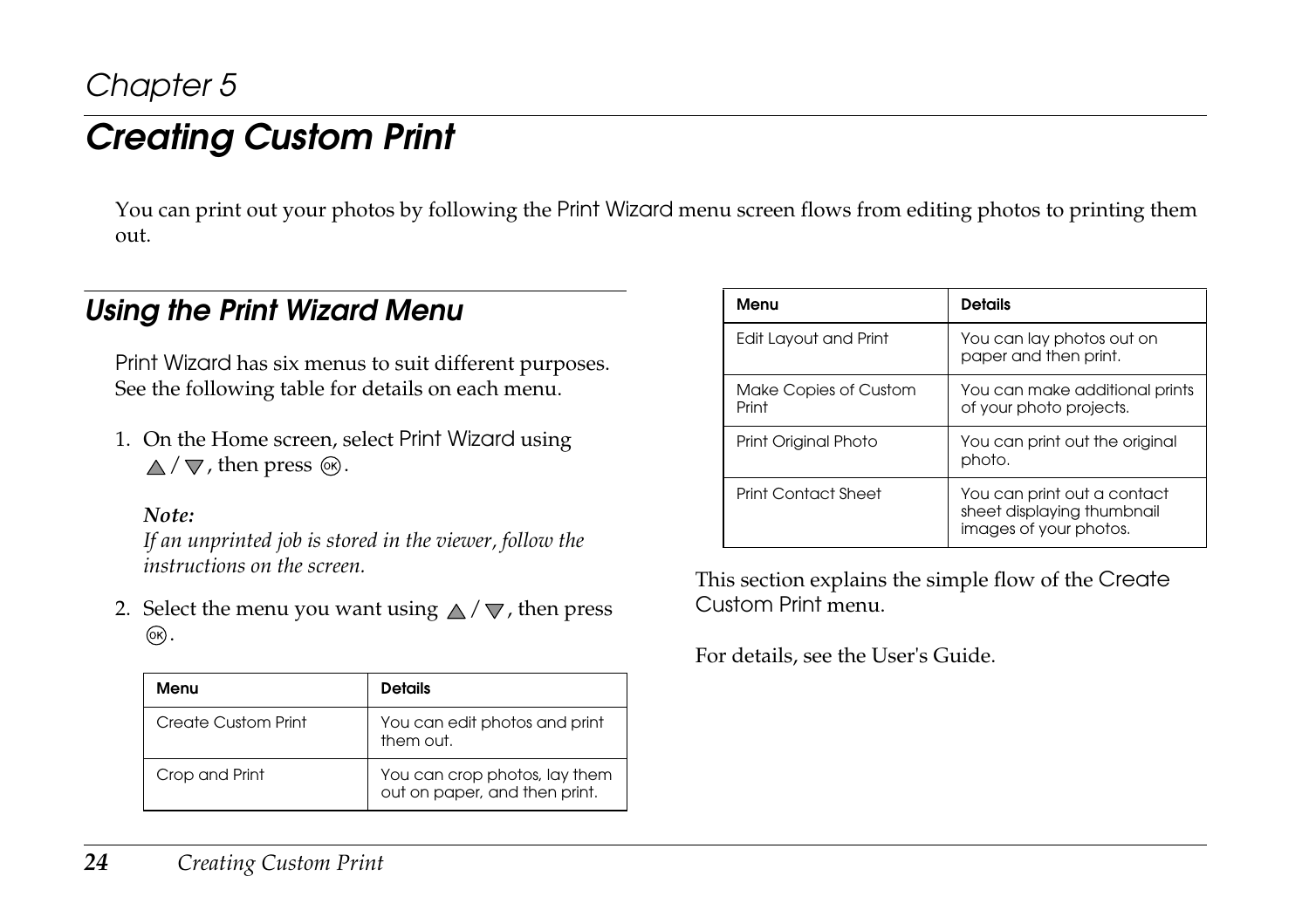# Chapter 5

# Creating Custom Print

You can print out your photos by following the Print Wizard menu screen flows from editing photos to printing them out.

## Using the Print Wizard Menu

Print Wizard has six menus to suit different purposes. See the following table for details on each menu.

1. On the Home screen, select Print Wizard using △ / ▽, then press OK.

   *Note:*
   *If an unprinted job is stored in the viewer, follow the instructions on the screen.*

2. Select the menu you want using △ / ▽, then press OK.

| Menu | Details |
|---|---|
| Create Custom Print | You can edit photos and print them out. |
| Crop and Print | You can crop photos, lay them out on paper, and then print. |
| Edit Layout and Print | You can lay photos out on paper and then print. |
| Make Copies of Custom Print | You can make additional prints of your photo projects. |
| Print Original Photo | You can print out the original photo. |
| Print Contact Sheet | You can print out a contact sheet displaying thumbnail images of your photos. |

This section explains the simple flow of the Create Custom Print menu.

For details, see the User's Guide.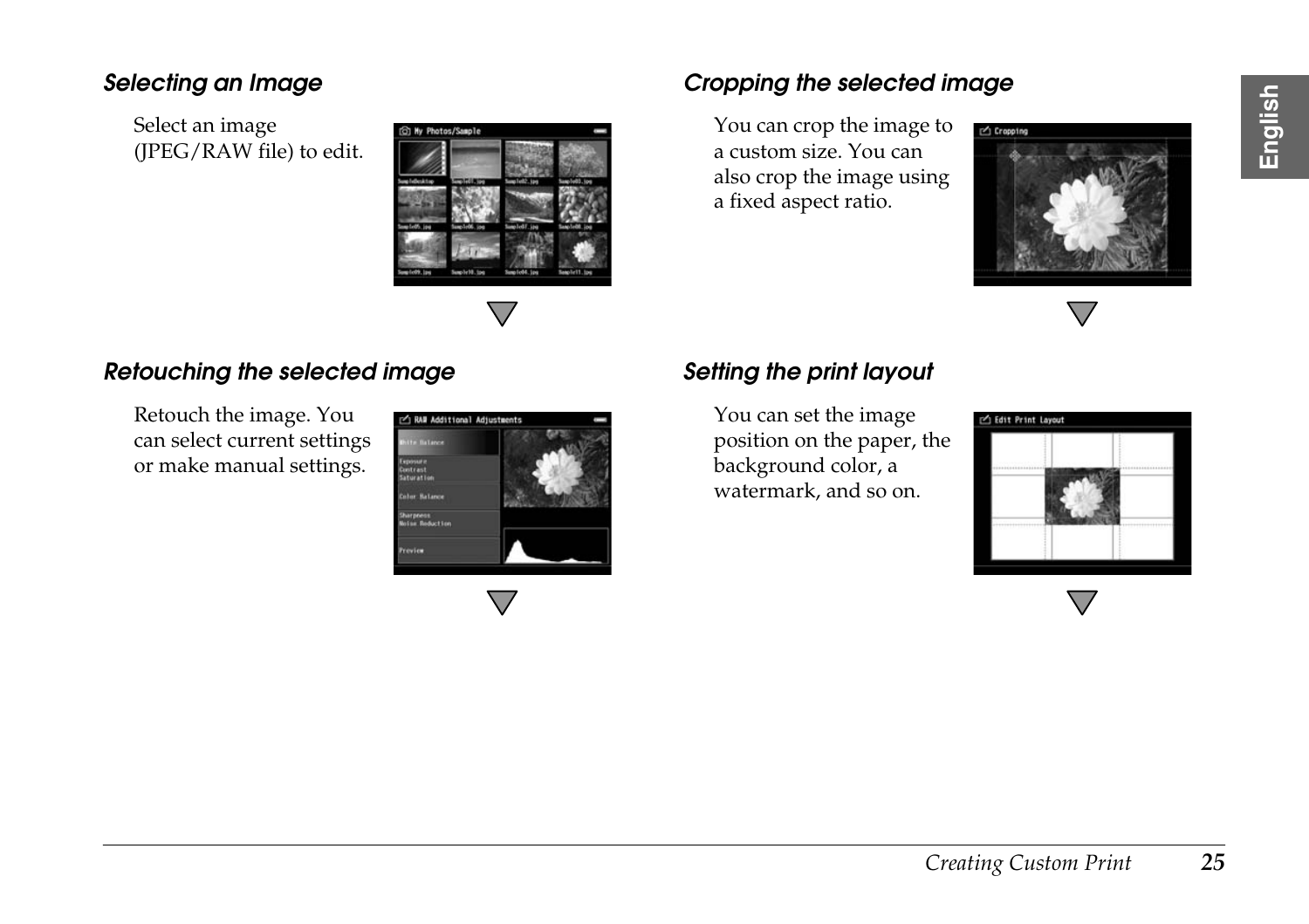### Selecting an Image

Select an image (JPEG/RAW file) to edit.

### Cropping the selected image

You can crop the image to a custom size. You can also crop the image using a fixed aspect ratio.

### Retouching the selected image

Retouch the image. You can select current settings or make manual settings.

### Setting the print layout

You can set the image position on the paper, the background color, a watermark, and so on.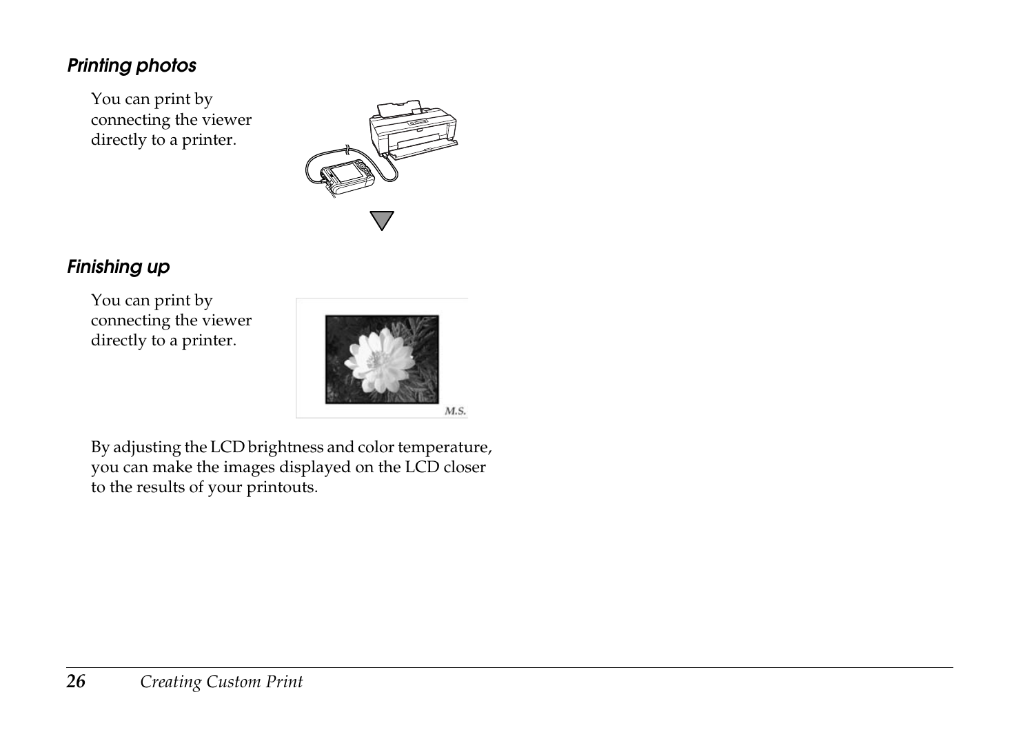### Printing photos

You can print by connecting the viewer directly to a printer.

### Finishing up

You can print by connecting the viewer directly to a printer.

M.S.

By adjusting the LCD brightness and color temperature, you can make the images displayed on the LCD closer to the results of your printouts.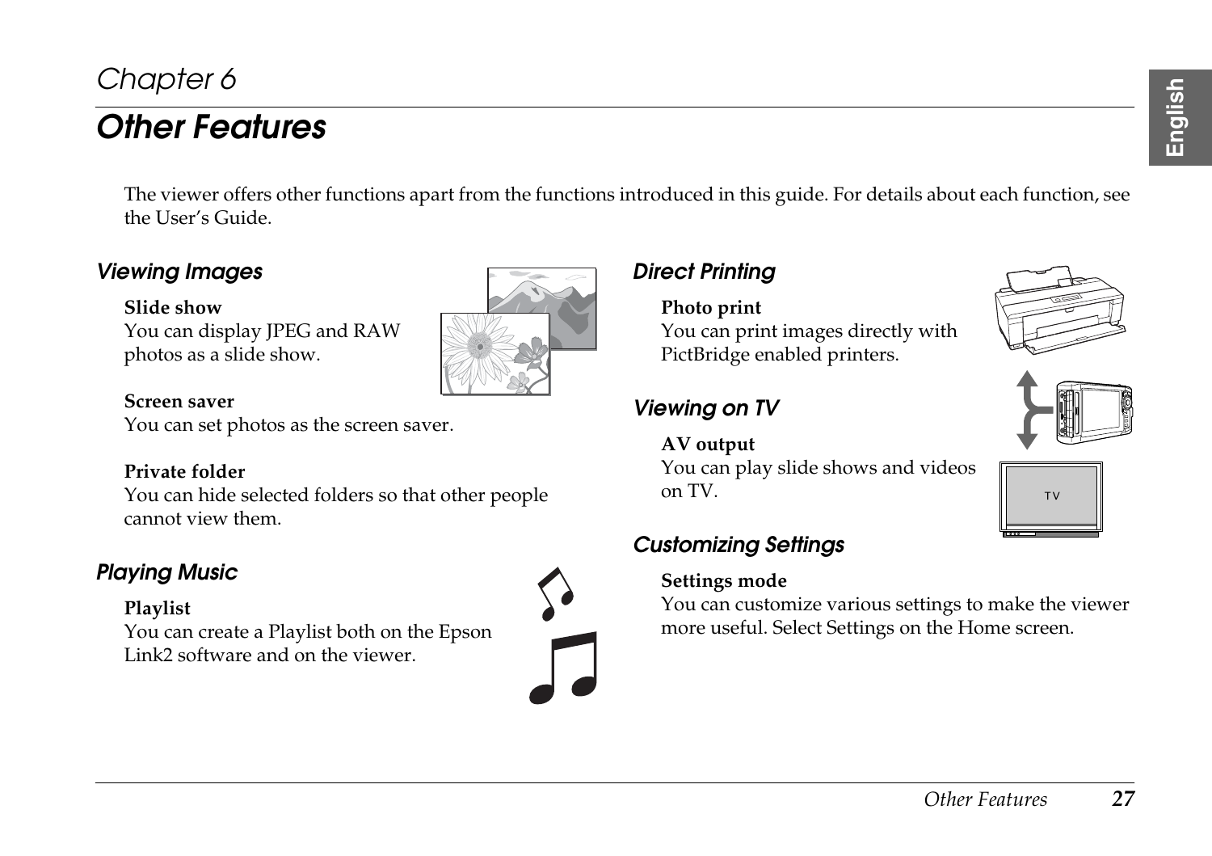Chapter 6

# Other Features

The viewer offers other functions apart from the functions introduced in this guide. For details about each function, see the User's Guide.

## Viewing Images

**Slide show**
You can display JPEG and RAW photos as a slide show.

**Screen saver**
You can set photos as the screen saver.

**Private folder**
You can hide selected folders so that other people cannot view them.

## Playing Music

**Playlist**
You can create a Playlist both on the Epson Link2 software and on the viewer.

## Direct Printing

**Photo print**
You can print images directly with PictBridge enabled printers.

## Viewing on TV

**AV output**
You can play slide shows and videos on TV.

## Customizing Settings

**Settings mode**
You can customize various settings to make the viewer more useful. Select Settings on the Home screen.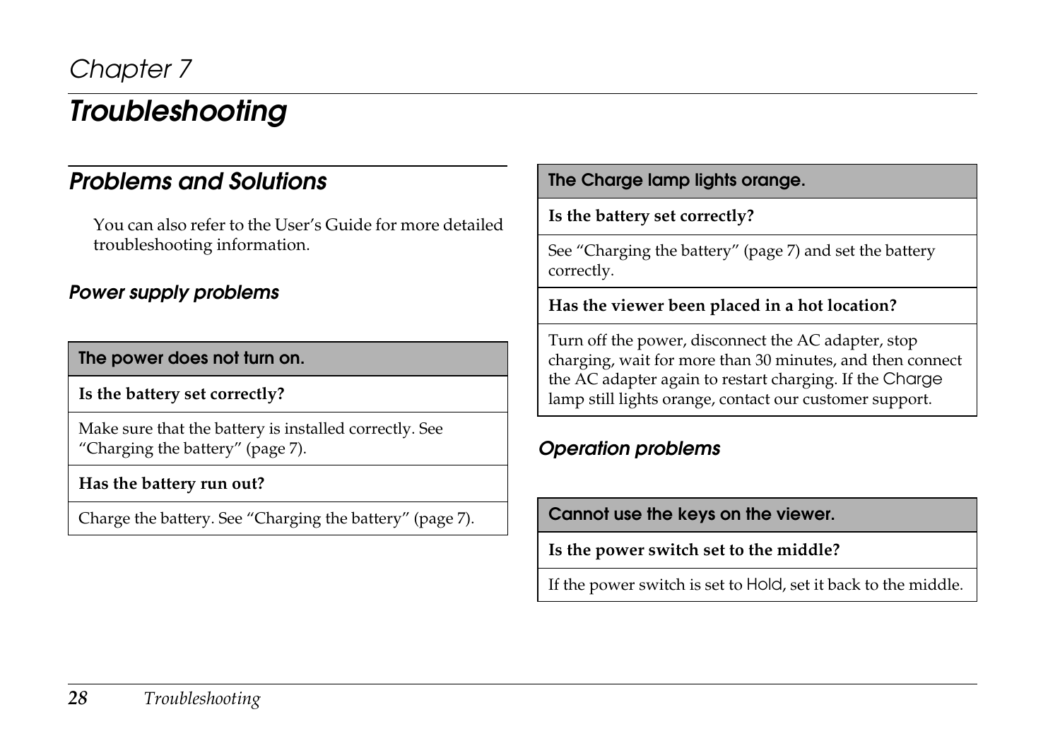Chapter 7

# Troubleshooting

## Problems and Solutions

You can also refer to the User's Guide for more detailed troubleshooting information.

### Power supply problems

| The power does not turn on. |
|---|
| **Is the battery set correctly?** |
| Make sure that the battery is installed correctly. See "Charging the battery" (page 7). |
| **Has the battery run out?** |
| Charge the battery. See "Charging the battery" (page 7). |

| The Charge lamp lights orange. |
|---|
| **Is the battery set correctly?** |
| See "Charging the battery" (page 7) and set the battery correctly. |
| **Has the viewer been placed in a hot location?** |
| Turn off the power, disconnect the AC adapter, stop charging, wait for more than 30 minutes, and then connect the AC adapter again to restart charging. If the Charge lamp still lights orange, contact our customer support. |

### Operation problems

| Cannot use the keys on the viewer. |
|---|
| **Is the power switch set to the middle?** |
| If the power switch is set to Hold, set it back to the middle. |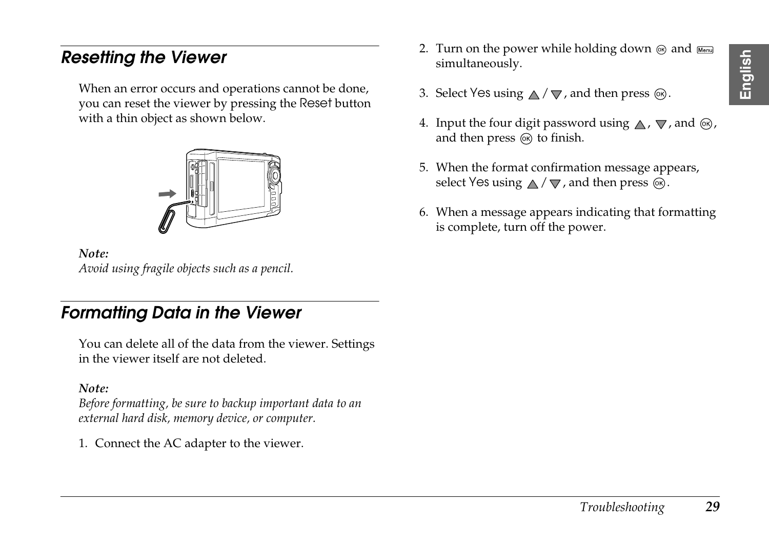## Resetting the Viewer

When an error occurs and operations cannot be done, you can reset the viewer by pressing the Reset button with a thin object as shown below.

**Note:**
*Avoid using fragile objects such as a pencil.*

## Formatting Data in the Viewer

You can delete all of the data from the viewer. Settings in the viewer itself are not deleted.

**Note:**
*Before formatting, be sure to backup important data to an external hard disk, memory device, or computer.*

1. Connect the AC adapter to the viewer.
2. Turn on the power while holding down OK and Menu simultaneously.
3. Select Yes using ▲/▼, and then press OK.
4. Input the four digit password using ▲, ▼, and OK, and then press OK to finish.
5. When the format confirmation message appears, select Yes using ▲/▼, and then press OK.
6. When a message appears indicating that formatting is complete, turn off the power.